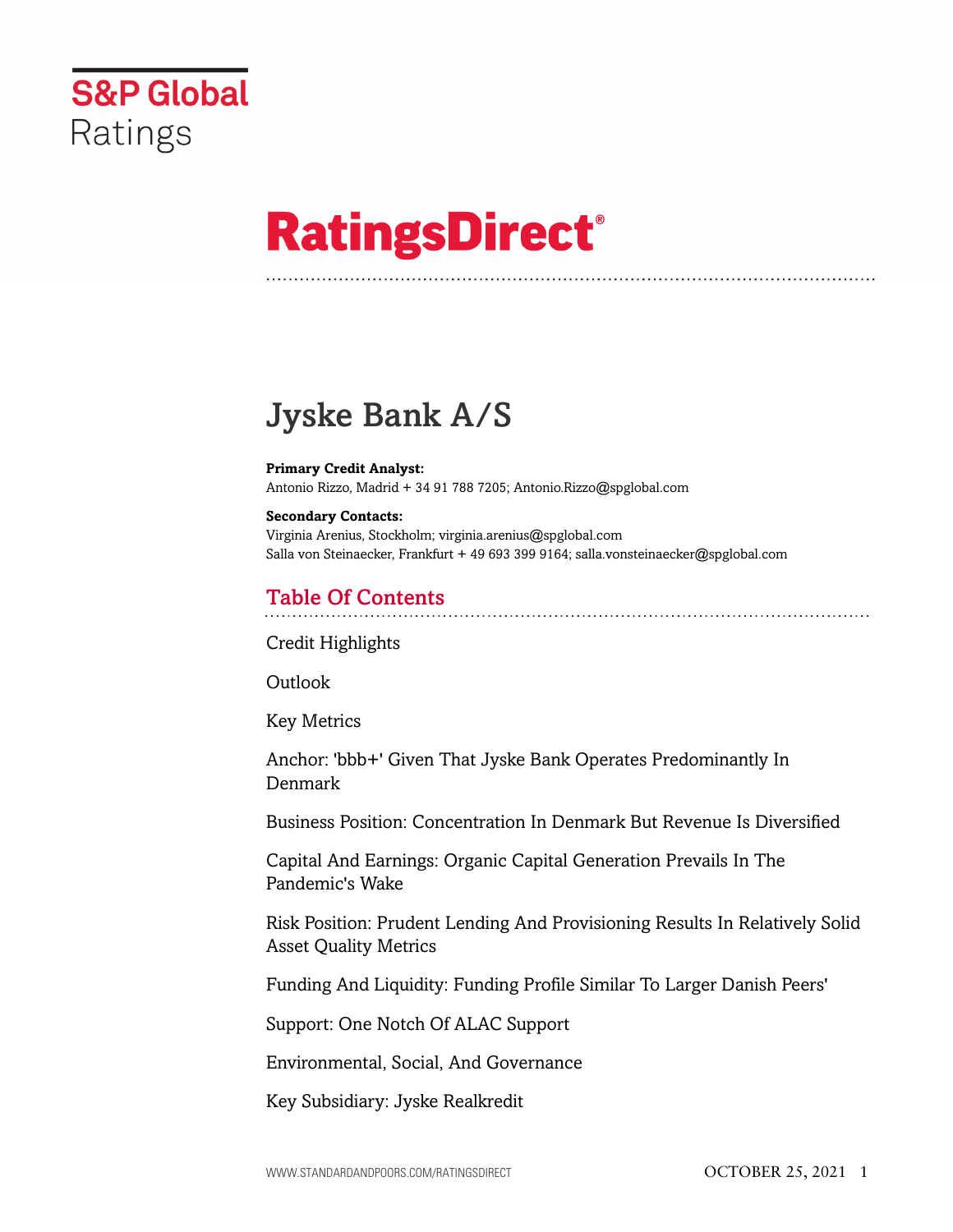S&P Global Ratings

# RatingsDirect®

# Jyske Bank A/S

**Primary Credit Analyst:**
Antonio Rizzo, Madrid + 34 91 788 7205; Antonio.Rizzo@spglobal.com

**Secondary Contacts:**
Virginia Arenius, Stockholm; virginia.arenius@spglobal.com
Salla von Steinaecker, Frankfurt + 49 693 399 9164; salla.vonsteinaecker@spglobal.com

## Table Of Contents

Credit Highlights

Outlook

Key Metrics

Anchor: 'bbb+' Given That Jyske Bank Operates Predominantly In Denmark

Business Position: Concentration In Denmark But Revenue Is Diversified

Capital And Earnings: Organic Capital Generation Prevails In The Pandemic's Wake

Risk Position: Prudent Lending And Provisioning Results In Relatively Solid Asset Quality Metrics

Funding And Liquidity: Funding Profile Similar To Larger Danish Peers'

Support: One Notch Of ALAC Support

Environmental, Social, And Governance

Key Subsidiary: Jyske Realkredit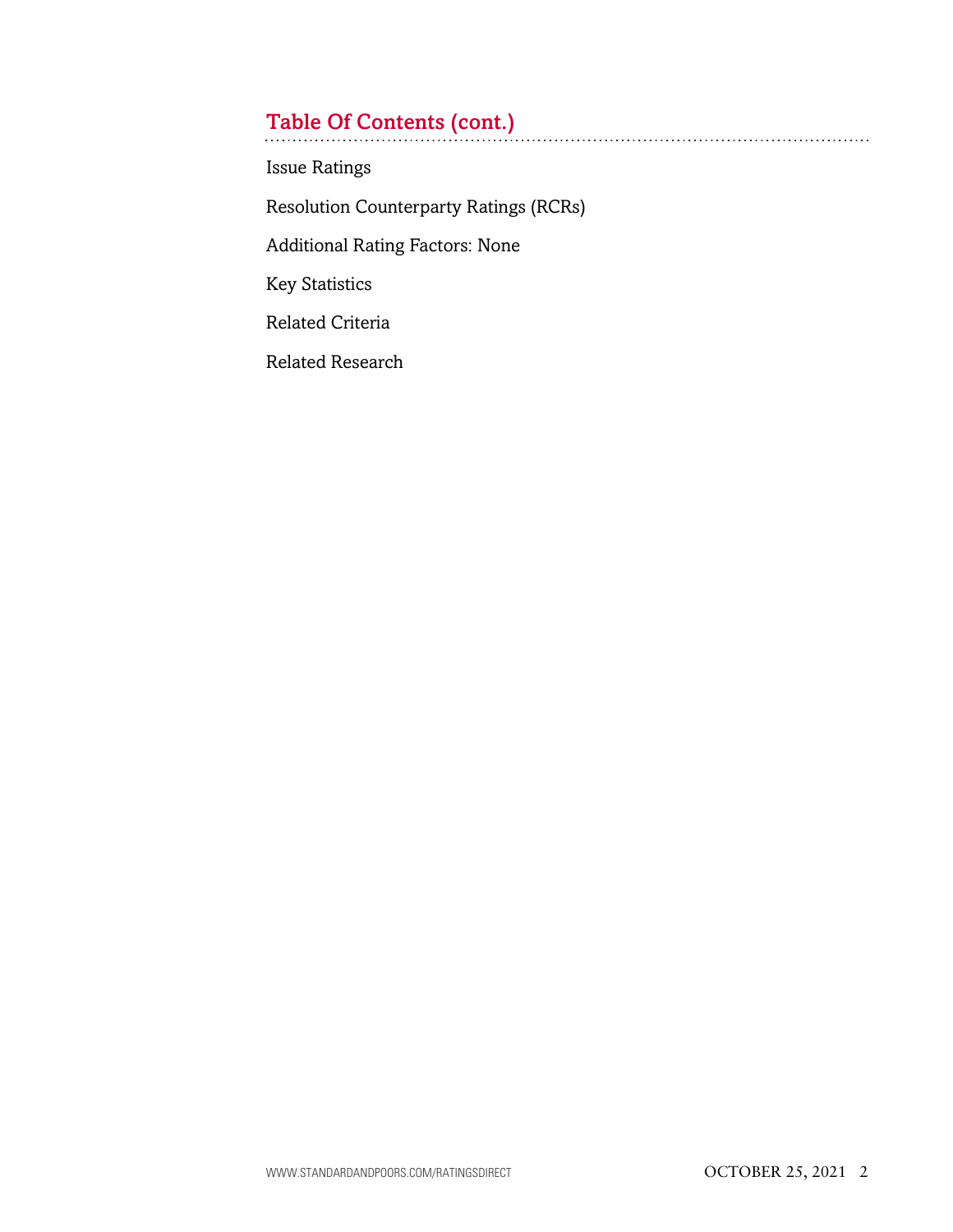## Table Of Contents (cont.)

Issue Ratings

Resolution Counterparty Ratings (RCRs)

Additional Rating Factors: None

Key Statistics

Related Criteria

Related Research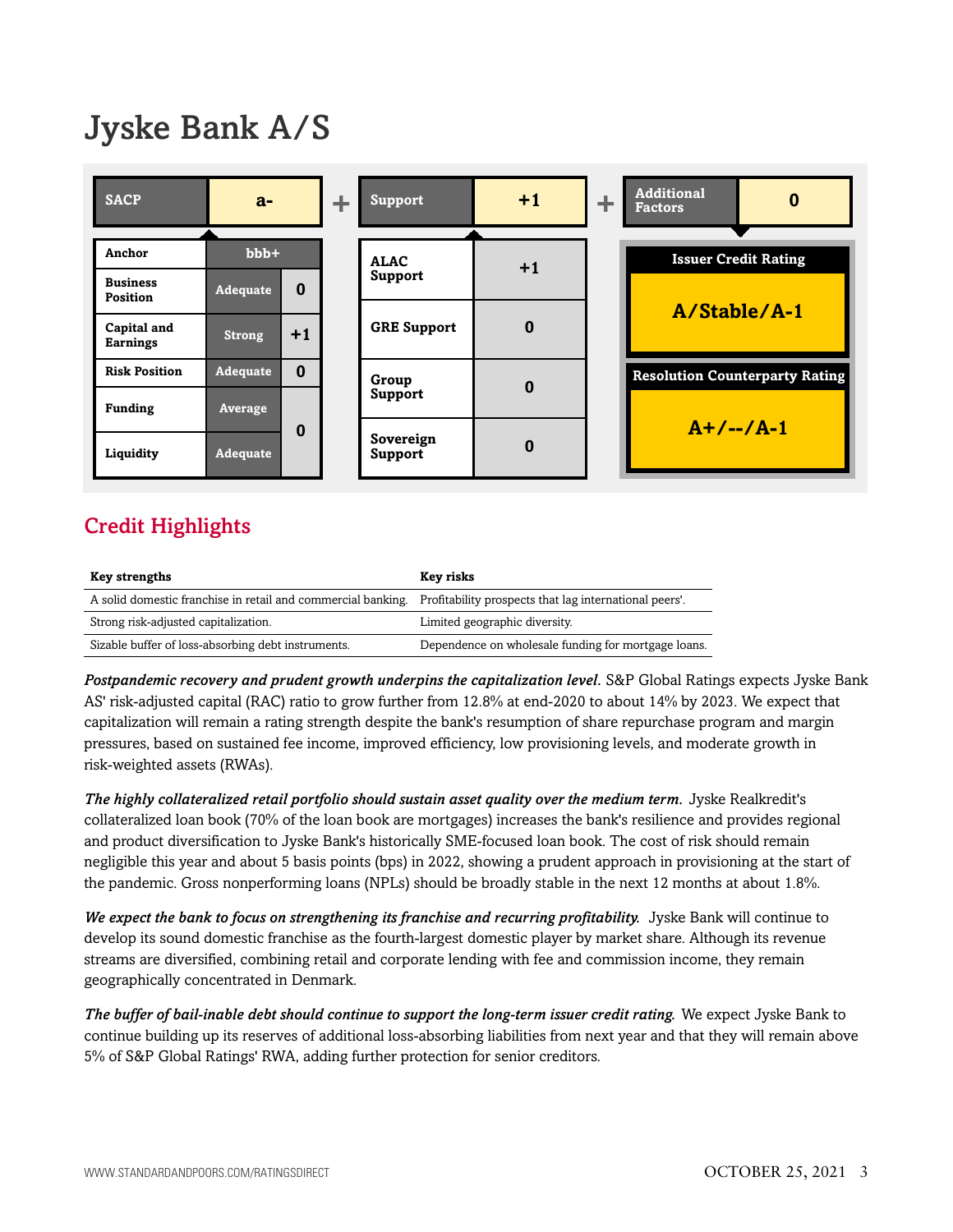# Jyske Bank A/S

| SACP | a- |
|---|---|
| Anchor | bbb+ | |
| Business Position | Adequate | 0 |
| Capital and Earnings | Strong | +1 |
| Risk Position | Adequate | 0 |
| Funding | Average | 0 |
| Liquidity | Adequate | |

+

| Support | +1 |
|---|---|
| ALAC Support | +1 |
| GRE Support | 0 |
| Group Support | 0 |
| Sovereign Support | 0 |

+

| Additional Factors | 0 |
|---|---|

**Issuer Credit Rating**

**A/Stable/A-1**

**Resolution Counterparty Rating**

**A+/--/A-1**

## Credit Highlights

| Key strengths | Key risks |
|---|---|
| A solid domestic franchise in retail and commercial banking. | Profitability prospects that lag international peers'. |
| Strong risk-adjusted capitalization. | Limited geographic diversity. |
| Sizable buffer of loss-absorbing debt instruments. | Dependence on wholesale funding for mortgage loans. |

***Postpandemic recovery and prudent growth underpins the capitalization level.*** S&P Global Ratings expects Jyske Bank AS' risk-adjusted capital (RAC) ratio to grow further from 12.8% at end-2020 to about 14% by 2023. We expect that capitalization will remain a rating strength despite the bank's resumption of share repurchase program and margin pressures, based on sustained fee income, improved efficiency, low provisioning levels, and moderate growth in risk-weighted assets (RWAs).

***The highly collateralized retail portfolio should sustain asset quality over the medium term.*** Jyske Realkredit's collateralized loan book (70% of the loan book are mortgages) increases the bank's resilience and provides regional and product diversification to Jyske Bank's historically SME-focused loan book. The cost of risk should remain negligible this year and about 5 basis points (bps) in 2022, showing a prudent approach in provisioning at the start of the pandemic. Gross nonperforming loans (NPLs) should be broadly stable in the next 12 months at about 1.8%.

***We expect the bank to focus on strengthening its franchise and recurring profitability.*** Jyske Bank will continue to develop its sound domestic franchise as the fourth-largest domestic player by market share. Although its revenue streams are diversified, combining retail and corporate lending with fee and commission income, they remain geographically concentrated in Denmark.

***The buffer of bail-inable debt should continue to support the long-term issuer credit rating.*** We expect Jyske Bank to continue building up its reserves of additional loss-absorbing liabilities from next year and that they will remain above 5% of S&P Global Ratings' RWA, adding further protection for senior creditors.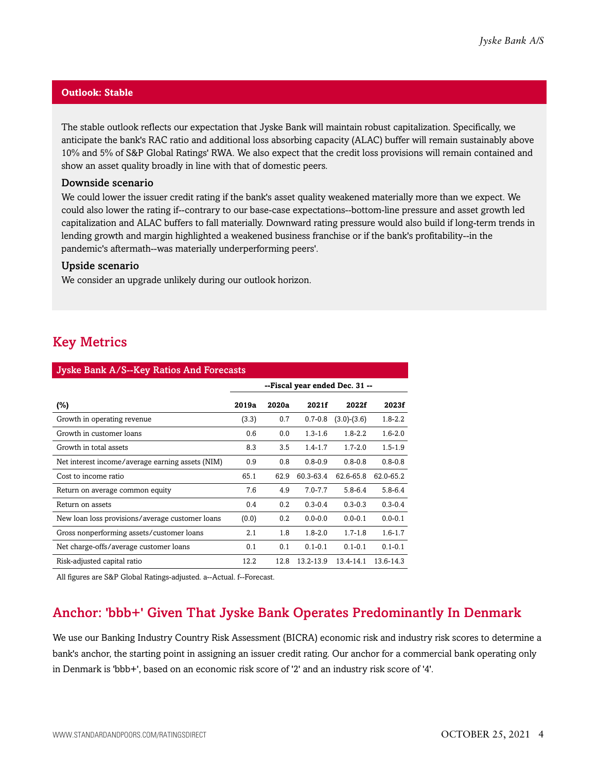## Outlook: Stable

The stable outlook reflects our expectation that Jyske Bank will maintain robust capitalization. Specifically, we anticipate the bank's RAC ratio and additional loss absorbing capacity (ALAC) buffer will remain sustainably above 10% and 5% of S&P Global Ratings' RWA. We also expect that the credit loss provisions will remain contained and show an asset quality broadly in line with that of domestic peers.

### Downside scenario

We could lower the issuer credit rating if the bank's asset quality weakened materially more than we expect. We could also lower the rating if--contrary to our base-case expectations--bottom-line pressure and asset growth led capitalization and ALAC buffers to fall materially. Downward rating pressure would also build if long-term trends in lending growth and margin highlighted a weakened business franchise or if the bank's profitability--in the pandemic's aftermath--was materially underperforming peers'.

### Upside scenario

We consider an upgrade unlikely during our outlook horizon.

## Key Metrics

**Jyske Bank A/S--Key Ratios And Forecasts**

| | --Fiscal year ended Dec. 31 -- | | | | |
|---|---|---|---|---|---|
| **(%)** | **2019a** | **2020a** | **2021f** | **2022f** | **2023f** |
| Growth in operating revenue | (3.3) | 0.7 | 0.7-0.8 | (3.0)-(3.6) | 1.8-2.2 |
| Growth in customer loans | 0.6 | 0.0 | 1.3-1.6 | 1.8-2.2 | 1.6-2.0 |
| Growth in total assets | 8.3 | 3.5 | 1.4-1.7 | 1.7-2.0 | 1.5-1.9 |
| Net interest income/average earning assets (NIM) | 0.9 | 0.8 | 0.8-0.9 | 0.8-0.8 | 0.8-0.8 |
| Cost to income ratio | 65.1 | 62.9 | 60.3-63.4 | 62.6-65.8 | 62.0-65.2 |
| Return on average common equity | 7.6 | 4.9 | 7.0-7.7 | 5.8-6.4 | 5.8-6.4 |
| Return on assets | 0.4 | 0.2 | 0.3-0.4 | 0.3-0.3 | 0.3-0.4 |
| New loan loss provisions/average customer loans | (0.0) | 0.2 | 0.0-0.0 | 0.0-0.1 | 0.0-0.1 |
| Gross nonperforming assets/customer loans | 2.1 | 1.8 | 1.8-2.0 | 1.7-1.8 | 1.6-1.7 |
| Net charge-offs/average customer loans | 0.1 | 0.1 | 0.1-0.1 | 0.1-0.1 | 0.1-0.1 |
| Risk-adjusted capital ratio | 12.2 | 12.8 | 13.2-13.9 | 13.4-14.1 | 13.6-14.3 |

All figures are S&P Global Ratings-adjusted. a--Actual. f--Forecast.

## Anchor: 'bbb+' Given That Jyske Bank Operates Predominantly In Denmark

We use our Banking Industry Country Risk Assessment (BICRA) economic risk and industry risk scores to determine a bank's anchor, the starting point in assigning an issuer credit rating. Our anchor for a commercial bank operating only in Denmark is 'bbb+', based on an economic risk score of '2' and an industry risk score of '4'.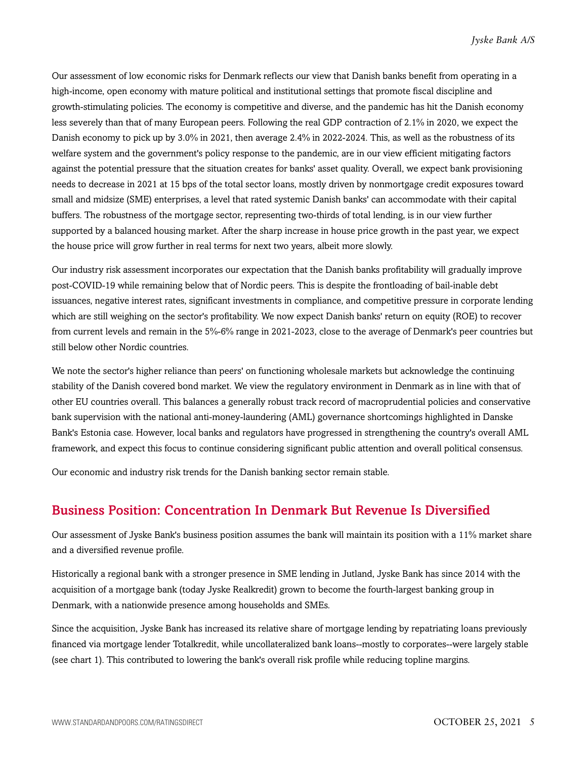Our assessment of low economic risks for Denmark reflects our view that Danish banks benefit from operating in a high-income, open economy with mature political and institutional settings that promote fiscal discipline and growth-stimulating policies. The economy is competitive and diverse, and the pandemic has hit the Danish economy less severely than that of many European peers. Following the real GDP contraction of 2.1% in 2020, we expect the Danish economy to pick up by 3.0% in 2021, then average 2.4% in 2022-2024. This, as well as the robustness of its welfare system and the government's policy response to the pandemic, are in our view efficient mitigating factors against the potential pressure that the situation creates for banks' asset quality. Overall, we expect bank provisioning needs to decrease in 2021 at 15 bps of the total sector loans, mostly driven by nonmortgage credit exposures toward small and midsize (SME) enterprises, a level that rated systemic Danish banks' can accommodate with their capital buffers. The robustness of the mortgage sector, representing two-thirds of total lending, is in our view further supported by a balanced housing market. After the sharp increase in house price growth in the past year, we expect the house price will grow further in real terms for next two years, albeit more slowly.

Our industry risk assessment incorporates our expectation that the Danish banks profitability will gradually improve post-COVID-19 while remaining below that of Nordic peers. This is despite the frontloading of bail-inable debt issuances, negative interest rates, significant investments in compliance, and competitive pressure in corporate lending which are still weighing on the sector's profitability. We now expect Danish banks' return on equity (ROE) to recover from current levels and remain in the 5%-6% range in 2021-2023, close to the average of Denmark's peer countries but still below other Nordic countries.

We note the sector's higher reliance than peers' on functioning wholesale markets but acknowledge the continuing stability of the Danish covered bond market. We view the regulatory environment in Denmark as in line with that of other EU countries overall. This balances a generally robust track record of macroprudential policies and conservative bank supervision with the national anti-money-laundering (AML) governance shortcomings highlighted in Danske Bank's Estonia case. However, local banks and regulators have progressed in strengthening the country's overall AML framework, and expect this focus to continue considering significant public attention and overall political consensus.

Our economic and industry risk trends for the Danish banking sector remain stable.

## Business Position: Concentration In Denmark But Revenue Is Diversified

Our assessment of Jyske Bank's business position assumes the bank will maintain its position with a 11% market share and a diversified revenue profile.

Historically a regional bank with a stronger presence in SME lending in Jutland, Jyske Bank has since 2014 with the acquisition of a mortgage bank (today Jyske Realkredit) grown to become the fourth-largest banking group in Denmark, with a nationwide presence among households and SMEs.

Since the acquisition, Jyske Bank has increased its relative share of mortgage lending by repatriating loans previously financed via mortgage lender Totalkredit, while uncollateralized bank loans--mostly to corporates--were largely stable (see chart 1). This contributed to lowering the bank's overall risk profile while reducing topline margins.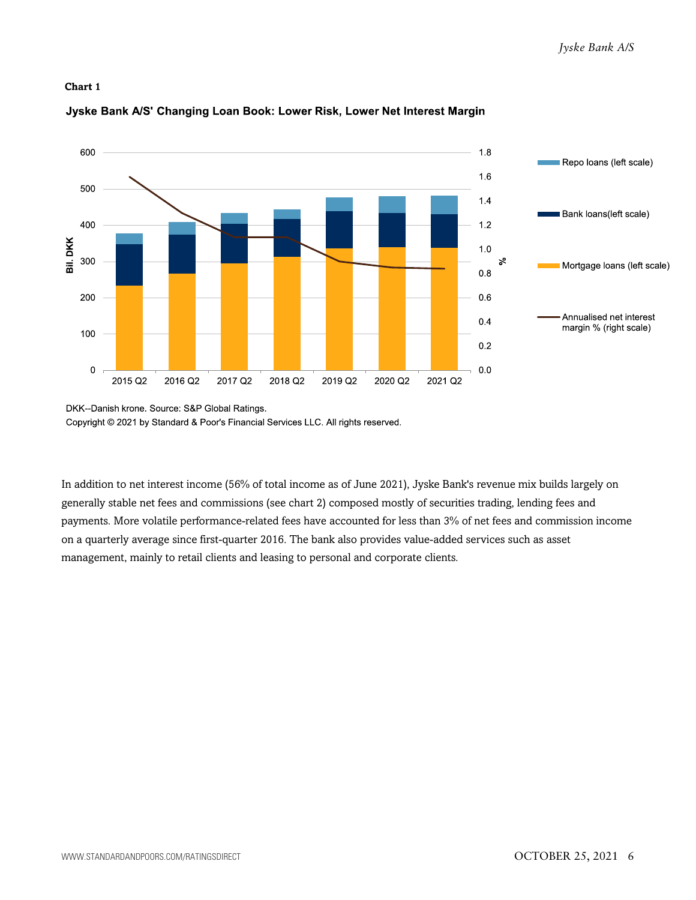**Chart 1**

**Jyske Bank A/S' Changing Loan Book: Lower Risk, Lower Net Interest Margin**

600
500
400
300
200
100
0

Bil. DKK

1.8
1.6
1.4
1.2
1.0
0.8
0.6
0.4
0.2
0.0

%

2015 Q2
2016 Q2
2017 Q2
2018 Q2
2019 Q2
2020 Q2
2021 Q2

Repo loans (left scale)
Bank loans(left scale)
Mortgage loans (left scale)
Annualised net interest margin % (right scale)

DKK--Danish krone. Source: S&P Global Ratings.

Copyright © 2021 by Standard & Poor's Financial Services LLC. All rights reserved.

In addition to net interest income (56% of total income as of June 2021), Jyske Bank's revenue mix builds largely on generally stable net fees and commissions (see chart 2) composed mostly of securities trading, lending fees and payments. More volatile performance-related fees have accounted for less than 3% of net fees and commission income on a quarterly average since first-quarter 2016. The bank also provides value-added services such as asset management, mainly to retail clients and leasing to personal and corporate clients.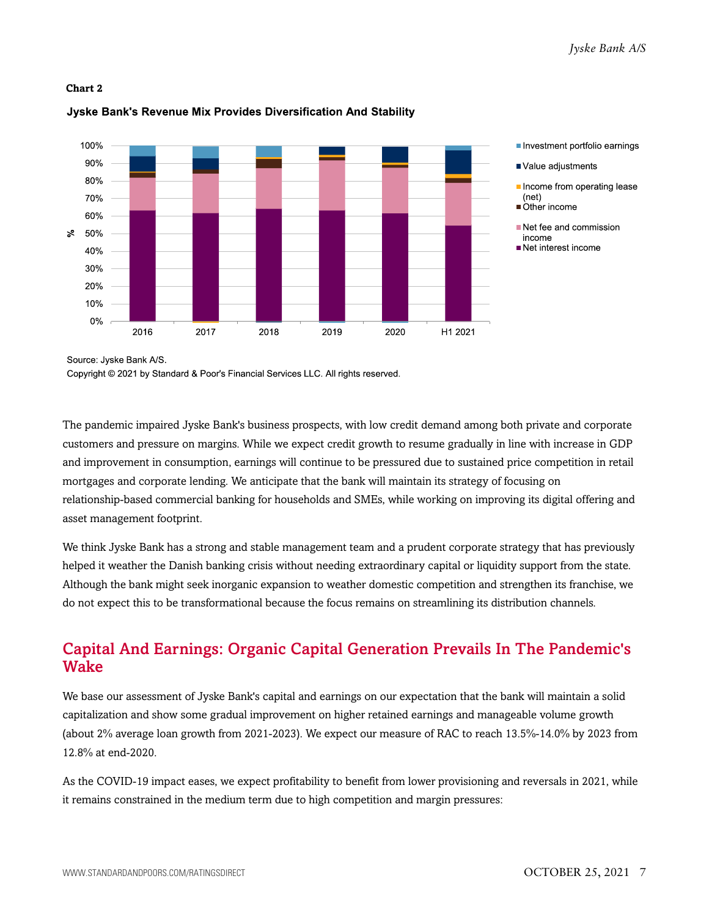**Chart 2**

**Jyske Bank's Revenue Mix Provides Diversification And Stability**

Source: Jyske Bank A/S.

Copyright © 2021 by Standard & Poor's Financial Services LLC. All rights reserved.

The pandemic impaired Jyske Bank's business prospects, with low credit demand among both private and corporate customers and pressure on margins. While we expect credit growth to resume gradually in line with increase in GDP and improvement in consumption, earnings will continue to be pressured due to sustained price competition in retail mortgages and corporate lending. We anticipate that the bank will maintain its strategy of focusing on relationship-based commercial banking for households and SMEs, while working on improving its digital offering and asset management footprint.

We think Jyske Bank has a strong and stable management team and a prudent corporate strategy that has previously helped it weather the Danish banking crisis without needing extraordinary capital or liquidity support from the state. Although the bank might seek inorganic expansion to weather domestic competition and strengthen its franchise, we do not expect this to be transformational because the focus remains on streamlining its distribution channels.

## Capital And Earnings: Organic Capital Generation Prevails In The Pandemic's Wake

We base our assessment of Jyske Bank's capital and earnings on our expectation that the bank will maintain a solid capitalization and show some gradual improvement on higher retained earnings and manageable volume growth (about 2% average loan growth from 2021-2023). We expect our measure of RAC to reach 13.5%-14.0% by 2023 from 12.8% at end-2020.

As the COVID-19 impact eases, we expect profitability to benefit from lower provisioning and reversals in 2021, while it remains constrained in the medium term due to high competition and margin pressures: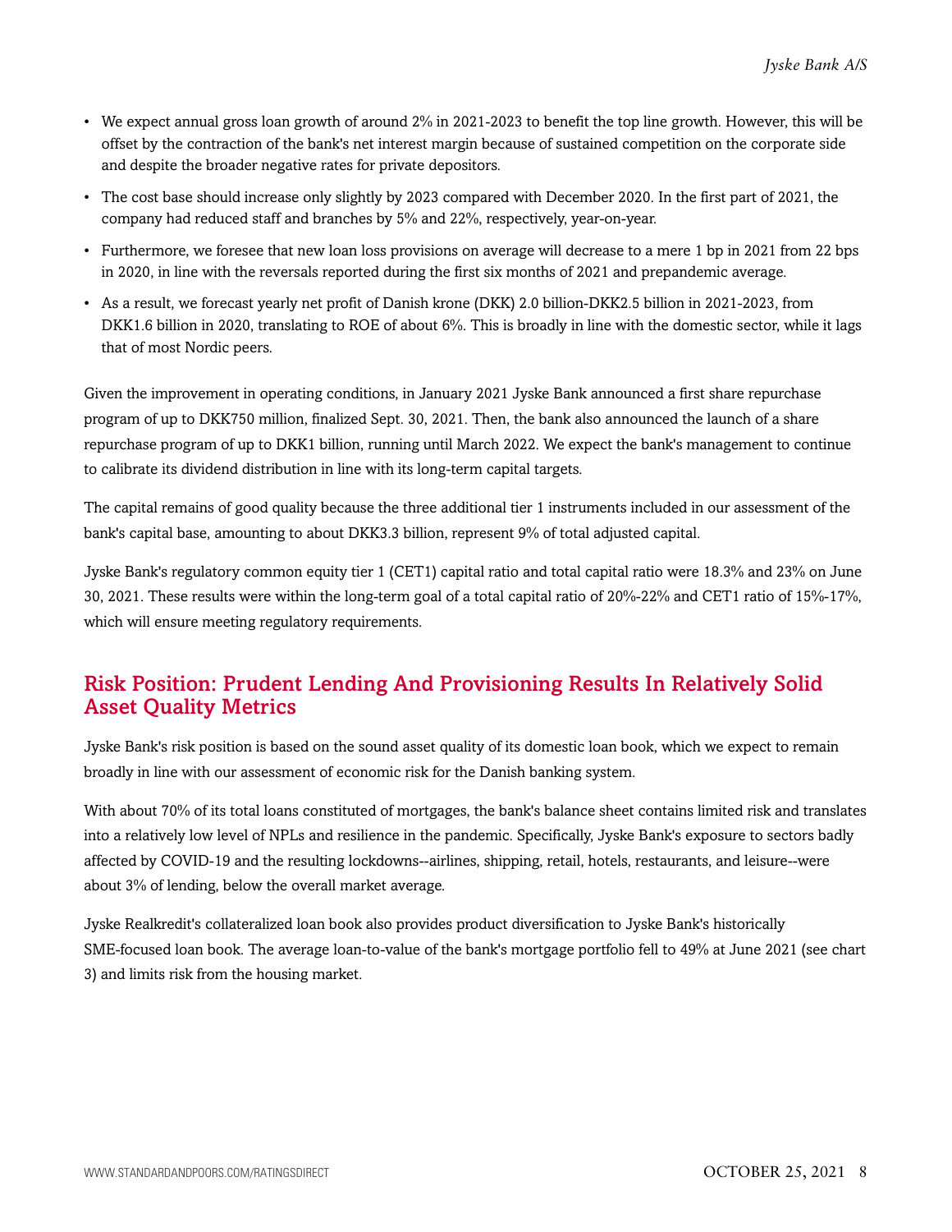- We expect annual gross loan growth of around 2% in 2021-2023 to benefit the top line growth. However, this will be offset by the contraction of the bank's net interest margin because of sustained competition on the corporate side and despite the broader negative rates for private depositors.
- The cost base should increase only slightly by 2023 compared with December 2020. In the first part of 2021, the company had reduced staff and branches by 5% and 22%, respectively, year-on-year.
- Furthermore, we foresee that new loan loss provisions on average will decrease to a mere 1 bp in 2021 from 22 bps in 2020, in line with the reversals reported during the first six months of 2021 and prepandemic average.
- As a result, we forecast yearly net profit of Danish krone (DKK) 2.0 billion-DKK2.5 billion in 2021-2023, from DKK1.6 billion in 2020, translating to ROE of about 6%. This is broadly in line with the domestic sector, while it lags that of most Nordic peers.

Given the improvement in operating conditions, in January 2021 Jyske Bank announced a first share repurchase program of up to DKK750 million, finalized Sept. 30, 2021. Then, the bank also announced the launch of a share repurchase program of up to DKK1 billion, running until March 2022. We expect the bank's management to continue to calibrate its dividend distribution in line with its long-term capital targets.

The capital remains of good quality because the three additional tier 1 instruments included in our assessment of the bank's capital base, amounting to about DKK3.3 billion, represent 9% of total adjusted capital.

Jyske Bank's regulatory common equity tier 1 (CET1) capital ratio and total capital ratio were 18.3% and 23% on June 30, 2021. These results were within the long-term goal of a total capital ratio of 20%-22% and CET1 ratio of 15%-17%, which will ensure meeting regulatory requirements.

## Risk Position: Prudent Lending And Provisioning Results In Relatively Solid Asset Quality Metrics

Jyske Bank's risk position is based on the sound asset quality of its domestic loan book, which we expect to remain broadly in line with our assessment of economic risk for the Danish banking system.

With about 70% of its total loans constituted of mortgages, the bank's balance sheet contains limited risk and translates into a relatively low level of NPLs and resilience in the pandemic. Specifically, Jyske Bank's exposure to sectors badly affected by COVID-19 and the resulting lockdowns--airlines, shipping, retail, hotels, restaurants, and leisure--were about 3% of lending, below the overall market average.

Jyske Realkredit's collateralized loan book also provides product diversification to Jyske Bank's historically SME-focused loan book. The average loan-to-value of the bank's mortgage portfolio fell to 49% at June 2021 (see chart 3) and limits risk from the housing market.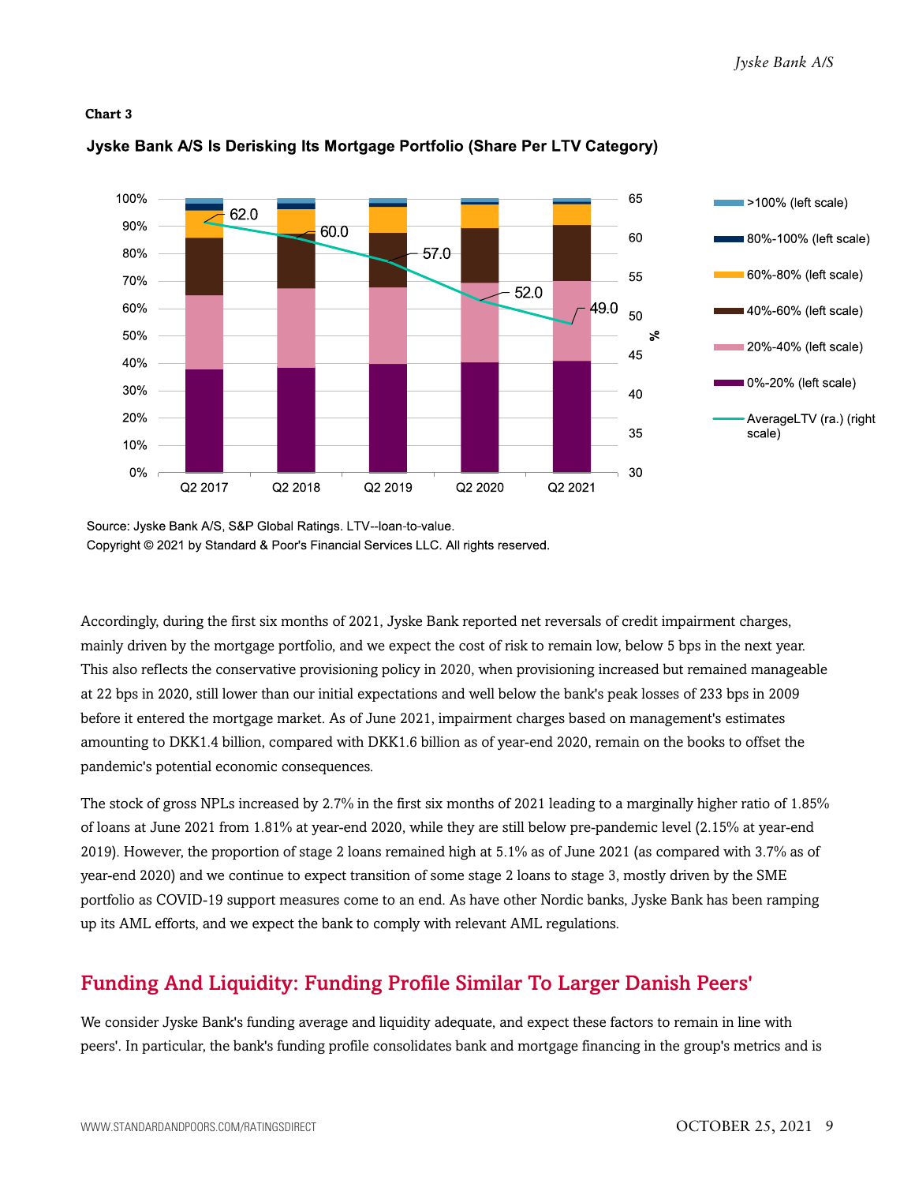**Chart 3**

**Jyske Bank A/S Is Derisking Its Mortgage Portfolio (Share Per LTV Category)**

100%
90%
80%
70%
60%
50%
40%
30%
20%
10%
0%

65
60
55
50
45
40
35
30

%

62.0
60.0
57.0
52.0
49.0

Q2 2017
Q2 2018
Q2 2019
Q2 2020
Q2 2021

>100% (left scale)
80%-100% (left scale)
60%-80% (left scale)
40%-60% (left scale)
20%-40% (left scale)
0%-20% (left scale)
AverageLTV (ra.) (right scale)

Source: Jyske Bank A/S, S&P Global Ratings. LTV--loan-to-value.
Copyright © 2021 by Standard & Poor's Financial Services LLC. All rights reserved.

Accordingly, during the first six months of 2021, Jyske Bank reported net reversals of credit impairment charges, mainly driven by the mortgage portfolio, and we expect the cost of risk to remain low, below 5 bps in the next year. This also reflects the conservative provisioning policy in 2020, when provisioning increased but remained manageable at 22 bps in 2020, still lower than our initial expectations and well below the bank's peak losses of 233 bps in 2009 before it entered the mortgage market. As of June 2021, impairment charges based on management's estimates amounting to DKK1.4 billion, compared with DKK1.6 billion as of year-end 2020, remain on the books to offset the pandemic's potential economic consequences.

The stock of gross NPLs increased by 2.7% in the first six months of 2021 leading to a marginally higher ratio of 1.85% of loans at June 2021 from 1.81% at year-end 2020, while they are still below pre-pandemic level (2.15% at year-end 2019). However, the proportion of stage 2 loans remained high at 5.1% as of June 2021 (as compared with 3.7% as of year-end 2020) and we continue to expect transition of some stage 2 loans to stage 3, mostly driven by the SME portfolio as COVID-19 support measures come to an end. As have other Nordic banks, Jyske Bank has been ramping up its AML efforts, and we expect the bank to comply with relevant AML regulations.

## Funding And Liquidity: Funding Profile Similar To Larger Danish Peers'

We consider Jyske Bank's funding average and liquidity adequate, and expect these factors to remain in line with peers'. In particular, the bank's funding profile consolidates bank and mortgage financing in the group's metrics and is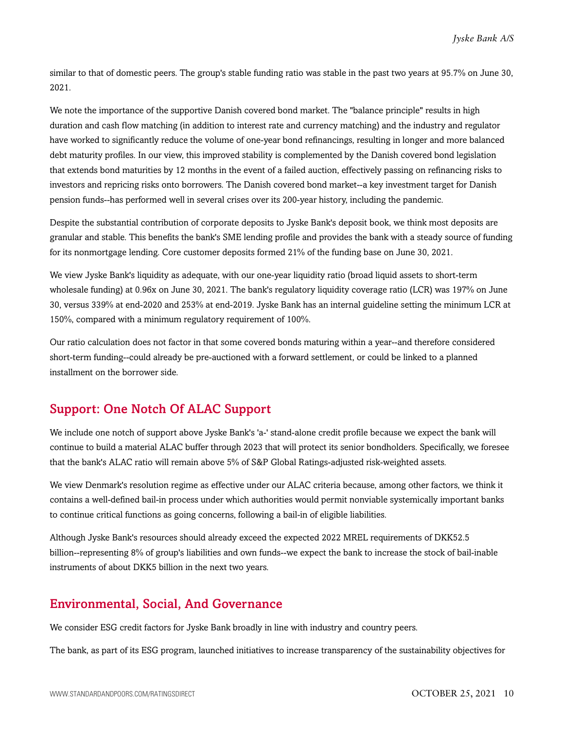similar to that of domestic peers. The group's stable funding ratio was stable in the past two years at 95.7% on June 30, 2021.

We note the importance of the supportive Danish covered bond market. The "balance principle" results in high duration and cash flow matching (in addition to interest rate and currency matching) and the industry and regulator have worked to significantly reduce the volume of one-year bond refinancings, resulting in longer and more balanced debt maturity profiles. In our view, this improved stability is complemented by the Danish covered bond legislation that extends bond maturities by 12 months in the event of a failed auction, effectively passing on refinancing risks to investors and repricing risks onto borrowers. The Danish covered bond market--a key investment target for Danish pension funds--has performed well in several crises over its 200-year history, including the pandemic.

Despite the substantial contribution of corporate deposits to Jyske Bank's deposit book, we think most deposits are granular and stable. This benefits the bank's SME lending profile and provides the bank with a steady source of funding for its nonmortgage lending. Core customer deposits formed 21% of the funding base on June 30, 2021.

We view Jyske Bank's liquidity as adequate, with our one-year liquidity ratio (broad liquid assets to short-term wholesale funding) at 0.96x on June 30, 2021. The bank's regulatory liquidity coverage ratio (LCR) was 197% on June 30, versus 339% at end-2020 and 253% at end-2019. Jyske Bank has an internal guideline setting the minimum LCR at 150%, compared with a minimum regulatory requirement of 100%.

Our ratio calculation does not factor in that some covered bonds maturing within a year--and therefore considered short-term funding--could already be pre-auctioned with a forward settlement, or could be linked to a planned installment on the borrower side.

## Support: One Notch Of ALAC Support

We include one notch of support above Jyske Bank's 'a-' stand-alone credit profile because we expect the bank will continue to build a material ALAC buffer through 2023 that will protect its senior bondholders. Specifically, we foresee that the bank's ALAC ratio will remain above 5% of S&P Global Ratings-adjusted risk-weighted assets.

We view Denmark's resolution regime as effective under our ALAC criteria because, among other factors, we think it contains a well-defined bail-in process under which authorities would permit nonviable systemically important banks to continue critical functions as going concerns, following a bail-in of eligible liabilities.

Although Jyske Bank's resources should already exceed the expected 2022 MREL requirements of DKK52.5 billion--representing 8% of group's liabilities and own funds--we expect the bank to increase the stock of bail-inable instruments of about DKK5 billion in the next two years.

## Environmental, Social, And Governance

We consider ESG credit factors for Jyske Bank broadly in line with industry and country peers.

The bank, as part of its ESG program, launched initiatives to increase transparency of the sustainability objectives for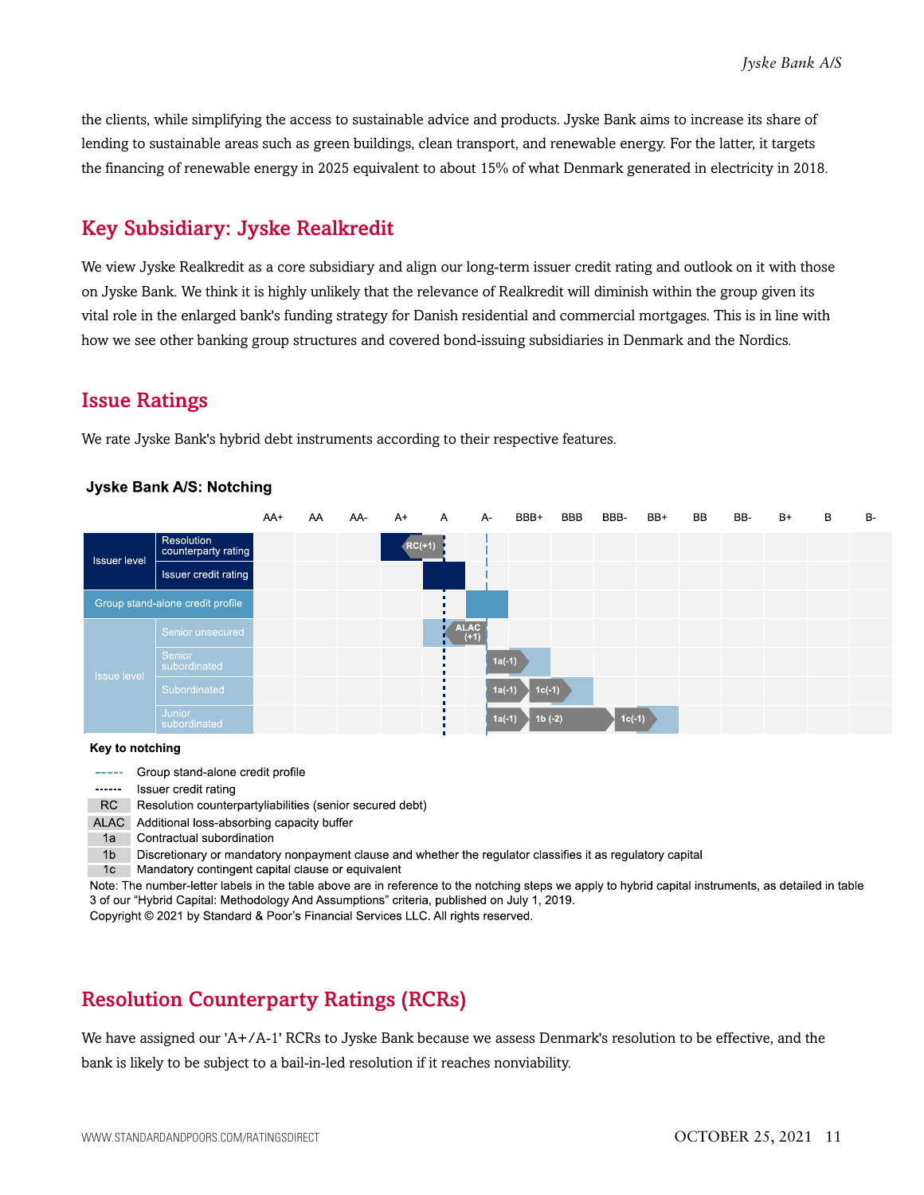the clients, while simplifying the access to sustainable advice and products. Jyske Bank aims to increase its share of lending to sustainable areas such as green buildings, clean transport, and renewable energy. For the latter, it targets the financing of renewable energy in 2025 equivalent to about 15% of what Denmark generated in electricity in 2018.

## Key Subsidiary: Jyske Realkredit

We view Jyske Realkredit as a core subsidiary and align our long-term issuer credit rating and outlook on it with those on Jyske Bank. We think it is highly unlikely that the relevance of Realkredit will diminish within the group given its vital role in the enlarged bank's funding strategy for Danish residential and commercial mortgages. This is in line with how we see other banking group structures and covered bond-issuing subsidiaries in Denmark and the Nordics.

## Issue Ratings

We rate Jyske Bank's hybrid debt instruments according to their respective features.

**Jyske Bank A/S: Notching**

| | | AA+ | AA | AA- | A+ | A | A- | BBB+ | BBB | BBB- | BB+ | BB | BB- | B+ | B | B- |
|---|---|---|---|---|---|---|---|---|---|---|---|---|---|---|---|---|
| Issuer level | Resolution counterparty rating | | | | RC(+1) | | | | | | | | | | | |
| | Issuer credit rating | | | | | ■ | | | | | | | | | | |
| Group stand-alone credit profile | | | | | | | ■ | | | | | | | | | |
| Issue level | Senior unsecured | | | | | ALAC (+1) | | | | | | | | | | |
| | Senior subordinated | | | | | | 1a(-1) | ■ | | | | | | | | |
| | Subordinated | | | | | | 1a(-1) | 1c(-1) | ■ | | | | | | | |
| | Junior subordinated | | | | | | 1a(-1) | 1b (-2) | | 1c(-1) | ■ | | | | | |

**Key to notching**

- ----- Group stand-alone credit profile
- ------ Issuer credit rating
- RC: Resolution counterpartyliabilities (senior secured debt)
- ALAC: Additional loss-absorbing capacity buffer
- 1a: Contractual subordination
- 1b: Discretionary or mandatory nonpayment clause and whether the regulator classifies it as regulatory capital
- 1c: Mandatory contingent capital clause or equivalent

Note: The number-letter labels in the table above are in reference to the notching steps we apply to hybrid capital instruments, as detailed in table 3 of our "Hybrid Capital: Methodology And Assumptions" criteria, published on July 1, 2019.

Copyright © 2021 by Standard & Poor's Financial Services LLC. All rights reserved.

## Resolution Counterparty Ratings (RCRs)

We have assigned our 'A+/A-1' RCRs to Jyske Bank because we assess Denmark's resolution to be effective, and the bank is likely to be subject to a bail-in-led resolution if it reaches nonviability.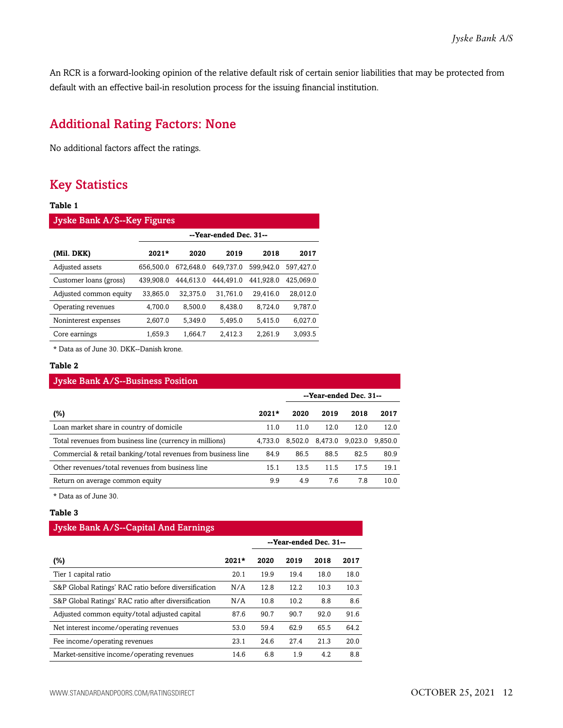An RCR is a forward-looking opinion of the relative default risk of certain senior liabilities that may be protected from default with an effective bail-in resolution process for the issuing financial institution.

## Additional Rating Factors: None

No additional factors affect the ratings.

## Key Statistics

**Table 1**

| Jyske Bank A/S--Key Figures | | | | | |
|---|---|---|---|---|---|
| | --Year-ended Dec. 31-- | | | | |
| **(Mil. DKK)** | **2021*** | **2020** | **2019** | **2018** | **2017** |
| Adjusted assets | 656,500.0 | 672,648.0 | 649,737.0 | 599,942.0 | 597,427.0 |
| Customer loans (gross) | 439,908.0 | 444,613.0 | 444,491.0 | 441,928.0 | 425,069.0 |
| Adjusted common equity | 33,865.0 | 32,375.0 | 31,761.0 | 29,416.0 | 28,012.0 |
| Operating revenues | 4,700.0 | 8,500.0 | 8,438.0 | 8,724.0 | 9,787.0 |
| Noninterest expenses | 2,607.0 | 5,349.0 | 5,495.0 | 5,415.0 | 6,027.0 |
| Core earnings | 1,659.3 | 1,664.7 | 2,412.3 | 2,261.9 | 3,093.5 |

* Data as of June 30. DKK--Danish krone.

**Table 2**

| Jyske Bank A/S--Business Position | | | | | |
|---|---|---|---|---|---|
| | | --Year-ended Dec. 31-- | | | |
| **(%)** | **2021*** | **2020** | **2019** | **2018** | **2017** |
| Loan market share in country of domicile | 11.0 | 11.0 | 12.0 | 12.0 | 12.0 |
| Total revenues from business line (currency in millions) | 4,733.0 | 8,502.0 | 8,473.0 | 9,023.0 | 9,850.0 |
| Commercial & retail banking/total revenues from business line | 84.9 | 86.5 | 88.5 | 82.5 | 80.9 |
| Other revenues/total revenues from business line | 15.1 | 13.5 | 11.5 | 17.5 | 19.1 |
| Return on average common equity | 9.9 | 4.9 | 7.6 | 7.8 | 10.0 |

* Data as of June 30.

**Table 3**

| Jyske Bank A/S--Capital And Earnings | | | | | |
|---|---|---|---|---|---|
| | | --Year-ended Dec. 31-- | | | |
| **(%)** | **2021*** | **2020** | **2019** | **2018** | **2017** |
| Tier 1 capital ratio | 20.1 | 19.9 | 19.4 | 18.0 | 18.0 |
| S&P Global Ratings' RAC ratio before diversification | N/A | 12.8 | 12.2 | 10.3 | 10.3 |
| S&P Global Ratings' RAC ratio after diversification | N/A | 10.8 | 10.2 | 8.8 | 8.6 |
| Adjusted common equity/total adjusted capital | 87.6 | 90.7 | 90.7 | 92.0 | 91.6 |
| Net interest income/operating revenues | 53.0 | 59.4 | 62.9 | 65.5 | 64.2 |
| Fee income/operating revenues | 23.1 | 24.6 | 27.4 | 21.3 | 20.0 |
| Market-sensitive income/operating revenues | 14.6 | 6.8 | 1.9 | 4.2 | 8.8 |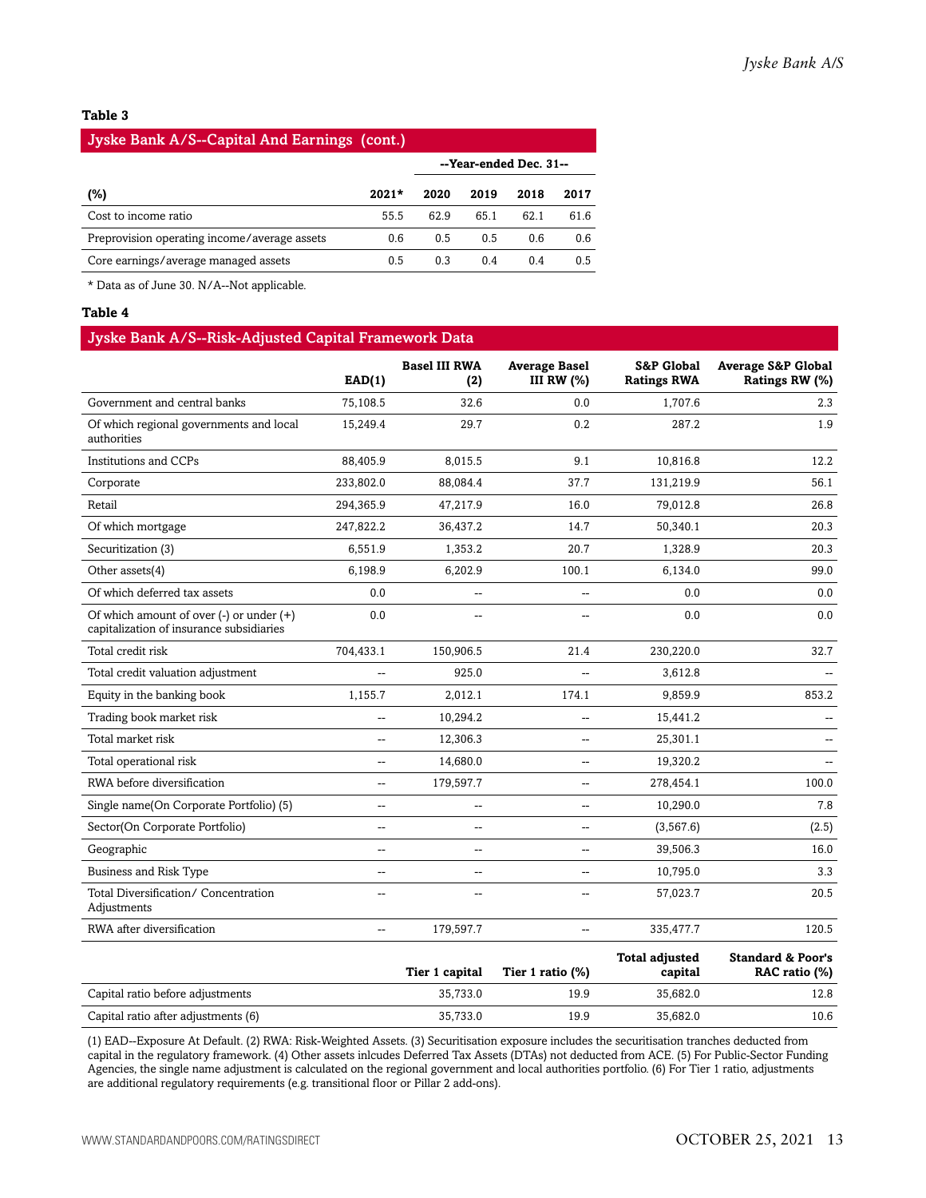**Table 3**

| Jyske Bank A/S--Capital And Earnings (cont.) | | | | | |
|---|---|---|---|---|---|
| | --Year-ended Dec. 31-- | | | | |
| (%) | 2021* | 2020 | 2019 | 2018 | 2017 |
| Cost to income ratio | 55.5 | 62.9 | 65.1 | 62.1 | 61.6 |
| Preprovision operating income/average assets | 0.6 | 0.5 | 0.5 | 0.6 | 0.6 |
| Core earnings/average managed assets | 0.5 | 0.3 | 0.4 | 0.4 | 0.5 |

* Data as of June 30. N/A--Not applicable.

**Table 4**

| Jyske Bank A/S--Risk-Adjusted Capital Framework Data | | | | | |
|---|---|---|---|---|---|
| | EAD(1) | Basel III RWA (2) | Average Basel III RW (%) | S&P Global Ratings RWA | Average S&P Global Ratings RW (%) |
| Government and central banks | 75,108.5 | 32.6 | 0.0 | 1,707.6 | 2.3 |
| Of which regional governments and local authorities | 15,249.4 | 29.7 | 0.2 | 287.2 | 1.9 |
| Institutions and CCPs | 88,405.9 | 8,015.5 | 9.1 | 10,816.8 | 12.2 |
| Corporate | 233,802.0 | 88,084.4 | 37.7 | 131,219.9 | 56.1 |
| Retail | 294,365.9 | 47,217.9 | 16.0 | 79,012.8 | 26.8 |
| Of which mortgage | 247,822.2 | 36,437.2 | 14.7 | 50,340.1 | 20.3 |
| Securitization (3) | 6,551.9 | 1,353.2 | 20.7 | 1,328.9 | 20.3 |
| Other assets(4) | 6,198.9 | 6,202.9 | 100.1 | 6,134.0 | 99.0 |
| Of which deferred tax assets | 0.0 | -- | -- | 0.0 | 0.0 |
| Of which amount of over (-) or under (+) capitalization of insurance subsidiaries | 0.0 | -- | -- | 0.0 | 0.0 |
| Total credit risk | 704,433.1 | 150,906.5 | 21.4 | 230,220.0 | 32.7 |
| Total credit valuation adjustment | -- | 925.0 | -- | 3,612.8 | -- |
| Equity in the banking book | 1,155.7 | 2,012.1 | 174.1 | 9,859.9 | 853.2 |
| Trading book market risk | -- | 10,294.2 | -- | 15,441.2 | -- |
| Total market risk | -- | 12,306.3 | -- | 25,301.1 | -- |
| Total operational risk | -- | 14,680.0 | -- | 19,320.2 | -- |
| RWA before diversification | -- | 179,597.7 | -- | 278,454.1 | 100.0 |
| Single name(On Corporate Portfolio) (5) | -- | -- | -- | 10,290.0 | 7.8 |
| Sector(On Corporate Portfolio) | -- | -- | -- | (3,567.6) | (2.5) |
| Geographic | -- | -- | -- | 39,506.3 | 16.0 |
| Business and Risk Type | -- | -- | -- | 10,795.0 | 3.3 |
| Total Diversification/ Concentration Adjustments | -- | -- | -- | 57,023.7 | 20.5 |
| RWA after diversification | -- | 179,597.7 | -- | 335,477.7 | 120.5 |
| | | Tier 1 capital | Tier 1 ratio (%) | Total adjusted capital | Standard & Poor's RAC ratio (%) |
| Capital ratio before adjustments | | 35,733.0 | 19.9 | 35,682.0 | 12.8 |
| Capital ratio after adjustments (6) | | 35,733.0 | 19.9 | 35,682.0 | 10.6 |

(1) EAD--Exposure At Default. (2) RWA: Risk-Weighted Assets. (3) Securitisation exposure includes the securitisation tranches deducted from capital in the regulatory framework. (4) Other assets inlcudes Deferred Tax Assets (DTAs) not deducted from ACE. (5) For Public-Sector Funding Agencies, the single name adjustment is calculated on the regional government and local authorities portfolio. (6) For Tier 1 ratio, adjustments are additional regulatory requirements (e.g. transitional floor or Pillar 2 add-ons).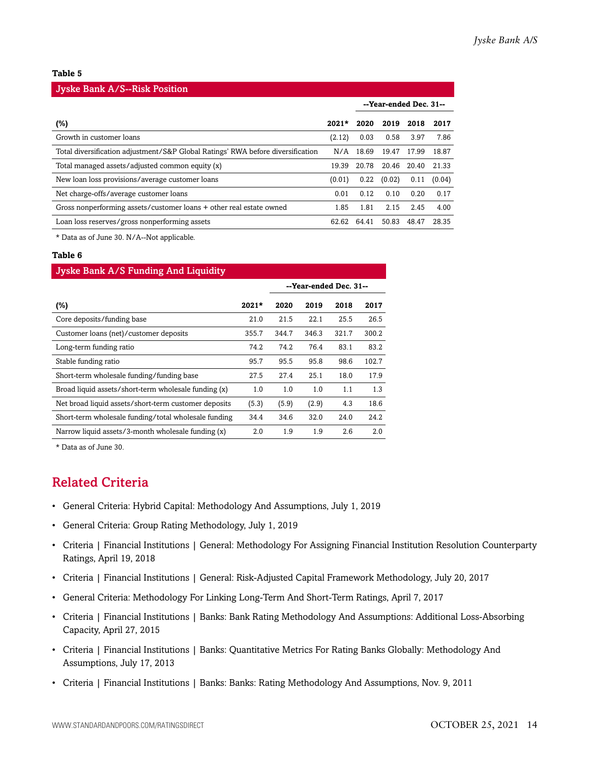**Table 5**

**Jyske Bank A/S--Risk Position**

| | --Year-ended Dec. 31-- | | | | |
|---|---|---|---|---|---|
| **(%)** | **2021*** | **2020** | **2019** | **2018** | **2017** |
| Growth in customer loans | (2.12) | 0.03 | 0.58 | 3.97 | 7.86 |
| Total diversification adjustment/S&P Global Ratings' RWA before diversification | N/A | 18.69 | 19.47 | 17.99 | 18.87 |
| Total managed assets/adjusted common equity (x) | 19.39 | 20.78 | 20.46 | 20.40 | 21.33 |
| New loan loss provisions/average customer loans | (0.01) | 0.22 | (0.02) | 0.11 | (0.04) |
| Net charge-offs/average customer loans | 0.01 | 0.12 | 0.10 | 0.20 | 0.17 |
| Gross nonperforming assets/customer loans + other real estate owned | 1.85 | 1.81 | 2.15 | 2.45 | 4.00 |
| Loan loss reserves/gross nonperforming assets | 62.62 | 64.41 | 50.83 | 48.47 | 28.35 |

* Data as of June 30. N/A--Not applicable.

**Table 6**

**Jyske Bank A/S Funding And Liquidity**

| | --Year-ended Dec. 31-- | | | | |
|---|---|---|---|---|---|
| **(%)** | **2021*** | **2020** | **2019** | **2018** | **2017** |
| Core deposits/funding base | 21.0 | 21.5 | 22.1 | 25.5 | 26.5 |
| Customer loans (net)/customer deposits | 355.7 | 344.7 | 346.3 | 321.7 | 300.2 |
| Long-term funding ratio | 74.2 | 74.2 | 76.4 | 83.1 | 83.2 |
| Stable funding ratio | 95.7 | 95.5 | 95.8 | 98.6 | 102.7 |
| Short-term wholesale funding/funding base | 27.5 | 27.4 | 25.1 | 18.0 | 17.9 |
| Broad liquid assets/short-term wholesale funding (x) | 1.0 | 1.0 | 1.0 | 1.1 | 1.3 |
| Net broad liquid assets/short-term customer deposits | (5.3) | (5.9) | (2.9) | 4.3 | 18.6 |
| Short-term wholesale funding/total wholesale funding | 34.4 | 34.6 | 32.0 | 24.0 | 24.2 |
| Narrow liquid assets/3-month wholesale funding (x) | 2.0 | 1.9 | 1.9 | 2.6 | 2.0 |

* Data as of June 30.

## Related Criteria

- General Criteria: Hybrid Capital: Methodology And Assumptions, July 1, 2019
- General Criteria: Group Rating Methodology, July 1, 2019
- Criteria | Financial Institutions | General: Methodology For Assigning Financial Institution Resolution Counterparty Ratings, April 19, 2018
- Criteria | Financial Institutions | General: Risk-Adjusted Capital Framework Methodology, July 20, 2017
- General Criteria: Methodology For Linking Long-Term And Short-Term Ratings, April 7, 2017
- Criteria | Financial Institutions | Banks: Bank Rating Methodology And Assumptions: Additional Loss-Absorbing Capacity, April 27, 2015
- Criteria | Financial Institutions | Banks: Quantitative Metrics For Rating Banks Globally: Methodology And Assumptions, July 17, 2013
- Criteria | Financial Institutions | Banks: Banks: Rating Methodology And Assumptions, Nov. 9, 2011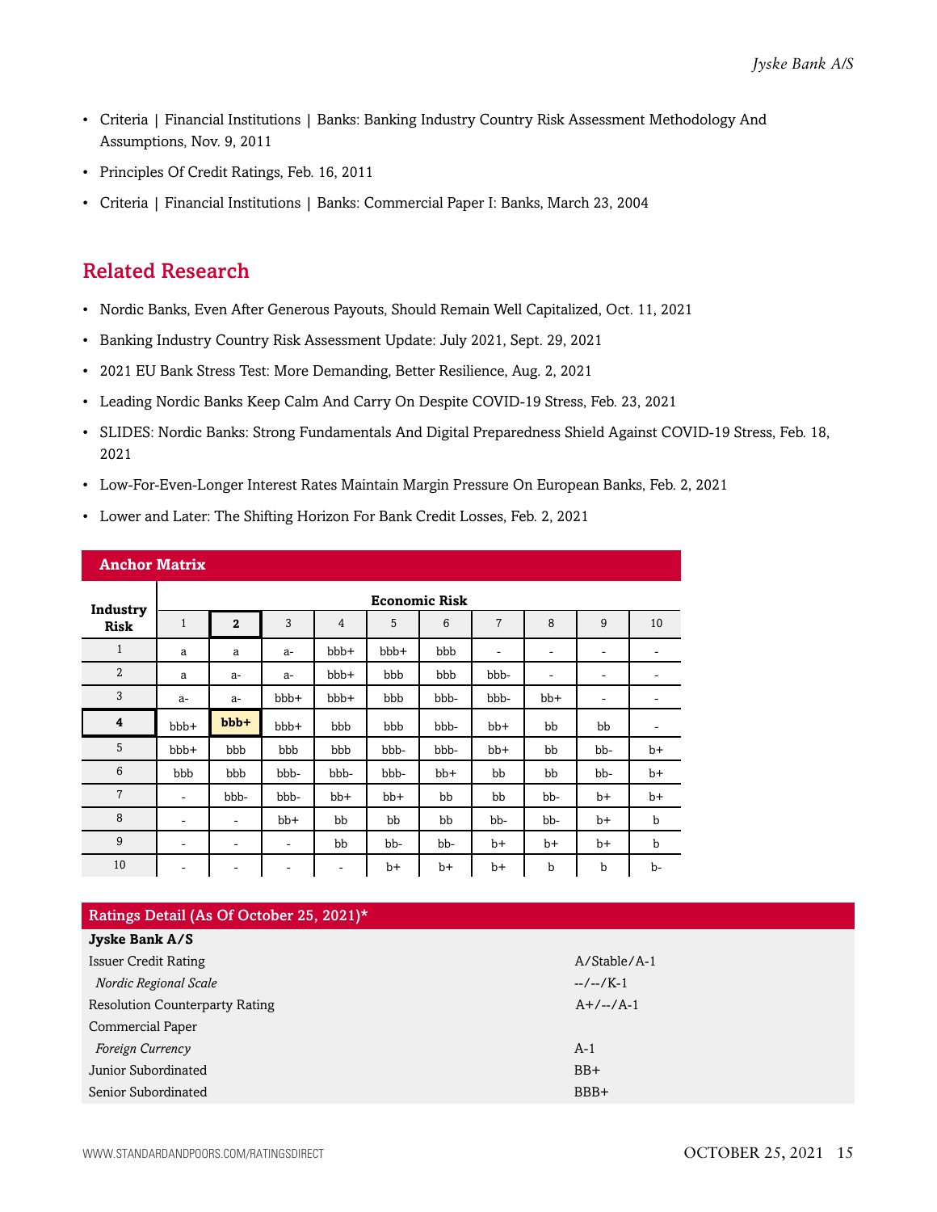- Criteria | Financial Institutions | Banks: Banking Industry Country Risk Assessment Methodology And Assumptions, Nov. 9, 2011
- Principles Of Credit Ratings, Feb. 16, 2011
- Criteria | Financial Institutions | Banks: Commercial Paper I: Banks, March 23, 2004

## Related Research

- Nordic Banks, Even After Generous Payouts, Should Remain Well Capitalized, Oct. 11, 2021
- Banking Industry Country Risk Assessment Update: July 2021, Sept. 29, 2021
- 2021 EU Bank Stress Test: More Demanding, Better Resilience, Aug. 2, 2021
- Leading Nordic Banks Keep Calm And Carry On Despite COVID-19 Stress, Feb. 23, 2021
- SLIDES: Nordic Banks: Strong Fundamentals And Digital Preparedness Shield Against COVID-19 Stress, Feb. 18, 2021
- Low-For-Even-Longer Interest Rates Maintain Margin Pressure On European Banks, Feb. 2, 2021
- Lower and Later: The Shifting Horizon For Bank Credit Losses, Feb. 2, 2021

**Anchor Matrix**

| Industry Risk | Economic Risk | | | | | | | | | |
|---|---|---|---|---|---|---|---|---|---|---|
| | 1 | **2** | 3 | 4 | 5 | 6 | 7 | 8 | 9 | 10 |
| 1 | a | a | a- | bbb+ | bbb+ | bbb | - | - | - | - |
| 2 | a | a- | a- | bbb+ | bbb | bbb | bbb- | - | - | - |
| 3 | a- | a- | bbb+ | bbb+ | bbb | bbb- | bbb- | bb+ | - | - |
| **4** | bbb+ | **bbb+** | bbb+ | bbb | bbb | bbb- | bb+ | bb | bb | - |
| 5 | bbb+ | bbb | bbb | bbb | bbb- | bbb- | bb+ | bb | bb- | b+ |
| 6 | bbb | bbb | bbb- | bbb- | bbb- | bb+ | bb | bb | bb- | b+ |
| 7 | - | bbb- | bbb- | bb+ | bb+ | bb | bb | bb- | b+ | b+ |
| 8 | - | - | bb+ | bb | bb | bb | bb- | bb- | b+ | b |
| 9 | - | - | - | bb | bb- | bb- | b+ | b+ | b+ | b |
| 10 | - | - | - | - | b+ | b+ | b+ | b | b | b- |

**Ratings Detail (As Of October 25, 2021)***

| | |
|---|---|
| **Jyske Bank A/S** | |
| Issuer Credit Rating | A/Stable/A-1 |
| *Nordic Regional Scale* | --/--/K-1 |
| Resolution Counterparty Rating | A+/--/A-1 |
| Commercial Paper | |
| *Foreign Currency* | A-1 |
| Junior Subordinated | BB+ |
| Senior Subordinated | BBB+ |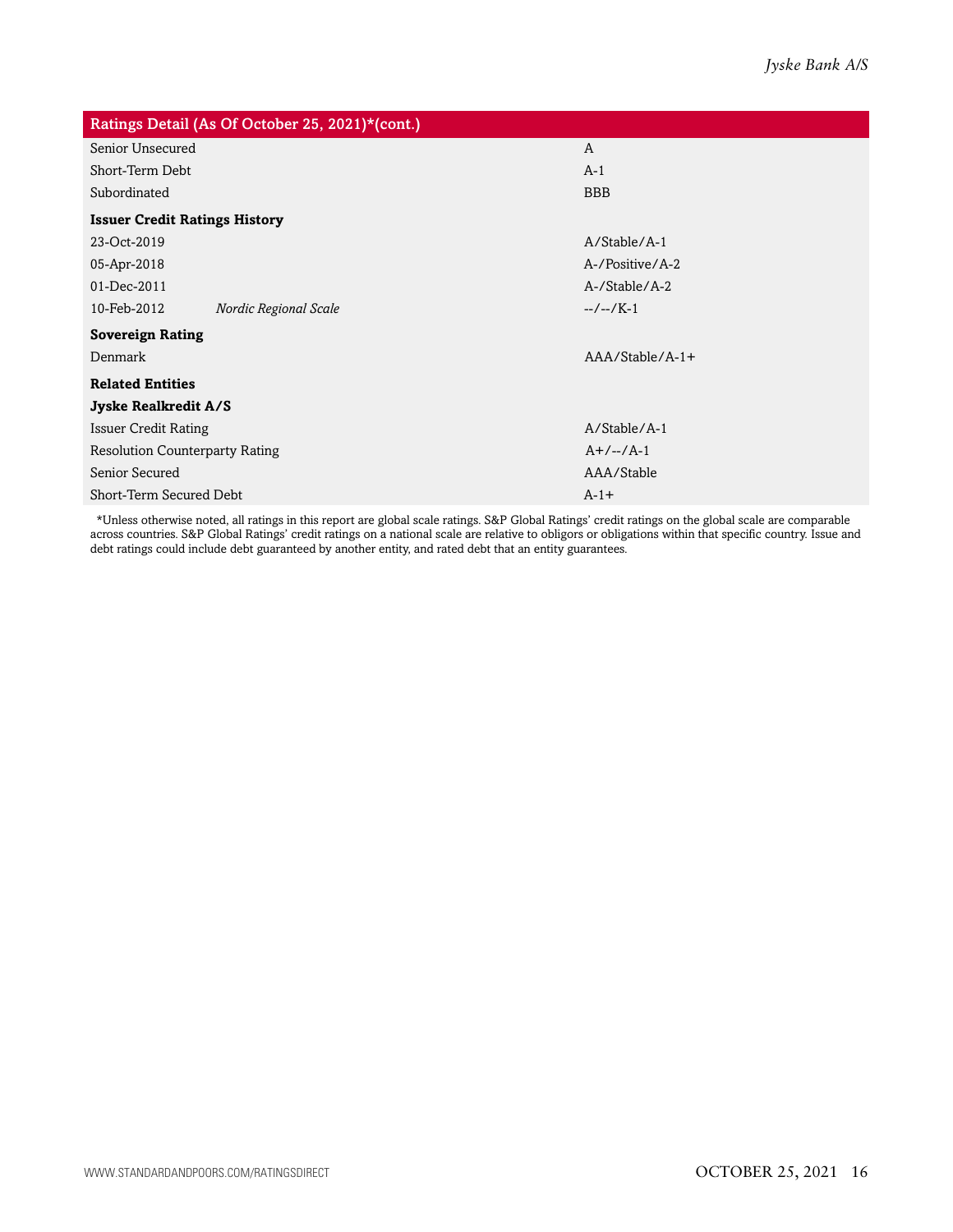| Ratings Detail (As Of October 25, 2021)*(cont.) | |
|---|---|
| Senior Unsecured | A |
| Short-Term Debt | A-1 |
| Subordinated | BBB |
| **Issuer Credit Ratings History** | |
| 23-Oct-2019 | A/Stable/A-1 |
| 05-Apr-2018 | A-/Positive/A-2 |
| 01-Dec-2011 | A-/Stable/A-2 |
| 10-Feb-2012 *Nordic Regional Scale* | --/--/K-1 |
| **Sovereign Rating** | |
| Denmark | AAA/Stable/A-1+ |
| **Related Entities** | |
| **Jyske Realkredit A/S** | |
| Issuer Credit Rating | A/Stable/A-1 |
| Resolution Counterparty Rating | A+/--/A-1 |
| Senior Secured | AAA/Stable |
| Short-Term Secured Debt | A-1+ |

*Unless otherwise noted, all ratings in this report are global scale ratings. S&P Global Ratings' credit ratings on the global scale are comparable across countries. S&P Global Ratings' credit ratings on a national scale are relative to obligors or obligations within that specific country. Issue and debt ratings could include debt guaranteed by another entity, and rated debt that an entity guarantees.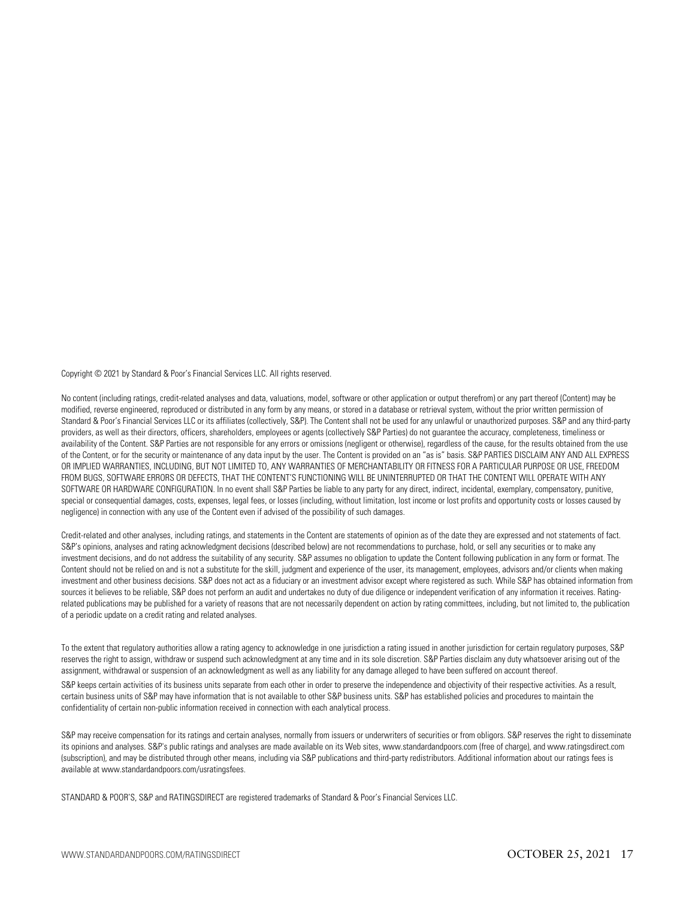Copyright © 2021 by Standard & Poor's Financial Services LLC. All rights reserved.

No content (including ratings, credit-related analyses and data, valuations, model, software or other application or output therefrom) or any part thereof (Content) may be modified, reverse engineered, reproduced or distributed in any form by any means, or stored in a database or retrieval system, without the prior written permission of Standard & Poor's Financial Services LLC or its affiliates (collectively, S&P). The Content shall not be used for any unlawful or unauthorized purposes. S&P and any third-party providers, as well as their directors, officers, shareholders, employees or agents (collectively S&P Parties) do not guarantee the accuracy, completeness, timeliness or availability of the Content. S&P Parties are not responsible for any errors or omissions (negligent or otherwise), regardless of the cause, for the results obtained from the use of the Content, or for the security or maintenance of any data input by the user. The Content is provided on an "as is" basis. S&P PARTIES DISCLAIM ANY AND ALL EXPRESS OR IMPLIED WARRANTIES, INCLUDING, BUT NOT LIMITED TO, ANY WARRANTIES OF MERCHANTABILITY OR FITNESS FOR A PARTICULAR PURPOSE OR USE, FREEDOM FROM BUGS, SOFTWARE ERRORS OR DEFECTS, THAT THE CONTENT'S FUNCTIONING WILL BE UNINTERRUPTED OR THAT THE CONTENT WILL OPERATE WITH ANY SOFTWARE OR HARDWARE CONFIGURATION. In no event shall S&P Parties be liable to any party for any direct, indirect, incidental, exemplary, compensatory, punitive, special or consequential damages, costs, expenses, legal fees, or losses (including, without limitation, lost income or lost profits and opportunity costs or losses caused by negligence) in connection with any use of the Content even if advised of the possibility of such damages.

Credit-related and other analyses, including ratings, and statements in the Content are statements of opinion as of the date they are expressed and not statements of fact. S&P's opinions, analyses and rating acknowledgment decisions (described below) are not recommendations to purchase, hold, or sell any securities or to make any investment decisions, and do not address the suitability of any security. S&P assumes no obligation to update the Content following publication in any form or format. The Content should not be relied on and is not a substitute for the skill, judgment and experience of the user, its management, employees, advisors and/or clients when making investment and other business decisions. S&P does not act as a fiduciary or an investment advisor except where registered as such. While S&P has obtained information from sources it believes to be reliable, S&P does not perform an audit and undertakes no duty of due diligence or independent verification of any information it receives. Rating-related publications may be published for a variety of reasons that are not necessarily dependent on action by rating committees, including, but not limited to, the publication of a periodic update on a credit rating and related analyses.

To the extent that regulatory authorities allow a rating agency to acknowledge in one jurisdiction a rating issued in another jurisdiction for certain regulatory purposes, S&P reserves the right to assign, withdraw or suspend such acknowledgment at any time and in its sole discretion. S&P Parties disclaim any duty whatsoever arising out of the assignment, withdrawal or suspension of an acknowledgment as well as any liability for any damage alleged to have been suffered on account thereof.

S&P keeps certain activities of its business units separate from each other in order to preserve the independence and objectivity of their respective activities. As a result, certain business units of S&P may have information that is not available to other S&P business units. S&P has established policies and procedures to maintain the confidentiality of certain non-public information received in connection with each analytical process.

S&P may receive compensation for its ratings and certain analyses, normally from issuers or underwriters of securities or from obligors. S&P reserves the right to disseminate its opinions and analyses. S&P's public ratings and analyses are made available on its Web sites, www.standardandpoors.com (free of charge), and www.ratingsdirect.com (subscription), and may be distributed through other means, including via S&P publications and third-party redistributors. Additional information about our ratings fees is available at www.standardandpoors.com/usratingsfees.

STANDARD & POOR'S, S&P and RATINGSDIRECT are registered trademarks of Standard & Poor's Financial Services LLC.